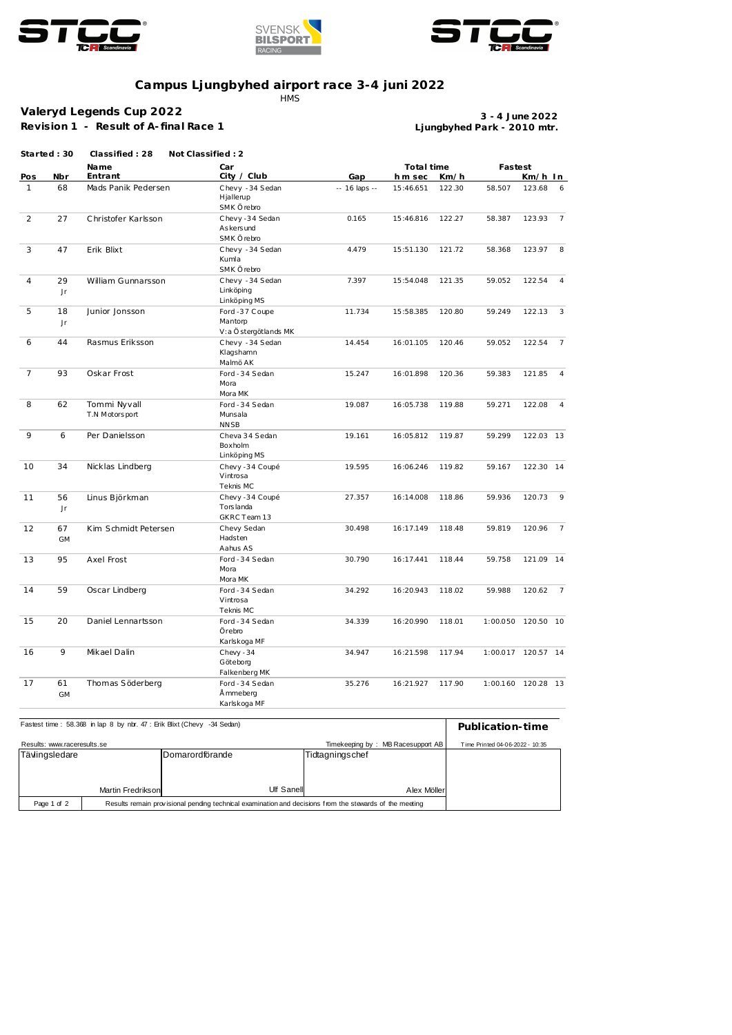# Campus Ljungbyhed airport race 3-4 juni 2022

HMS

## Valeryd Legends Cup 2022

**Revision 1 - Result of A-final Race 1**

**3 - 4 June 2022**
**Ljungbyhed Park - 2010 mtr.**

**Started : 30** **Classified : 28** **Not Classified : 2**

| Pos | Nbr | Name Entrant | Car City / Club | Gap | Total time h m sec | Km/h | Fastest | Km/h | In |
|---|---|---|---|---|---|---|---|---|---|
| 1 | 68 | Mads Panik Pedersen | Chevy -34 Sedan Hjallerup SMK Örebro | -- 16 laps -- | 15:46.651 | 122.30 | 58.507 | 123.68 | 6 |
| 2 | 27 | Christofer Karlsson | Chevy -34 Sedan Askersund SMK Örebro | 0.165 | 15:46.816 | 122.27 | 58.387 | 123.93 | 7 |
| 3 | 47 | Erik Blixt | Chevy -34 Sedan Kumla SMK Örebro | 4.479 | 15:51.130 | 121.72 | 58.368 | 123.97 | 8 |
| 4 | 29 Jr | William Gunnarsson | Chevy -34 Sedan Linköping Linköping MS | 7.397 | 15:54.048 | 121.35 | 59.052 | 122.54 | 4 |
| 5 | 18 Jr | Junior Jonsson | Ford -37 Coupe Mantorp V:a Östergötlands MK | 11.734 | 15:58.385 | 120.80 | 59.249 | 122.13 | 3 |
| 6 | 44 | Rasmus Eriksson | Chevy -34 Sedan Klagshamn Malmö AK | 14.454 | 16:01.105 | 120.46 | 59.052 | 122.54 | 7 |
| 7 | 93 | Oskar Frost | Ford -34 Sedan Mora Mora MK | 15.247 | 16:01.898 | 120.36 | 59.383 | 121.85 | 4 |
| 8 | 62 | Tommi Nyvall T.N Motorsport | Ford -34 Sedan Munsala NNSB | 19.087 | 16:05.738 | 119.88 | 59.271 | 122.08 | 4 |
| 9 | 6 | Per Danielsson | Cheva 34 Sedan Boxholm Linköping MS | 19.161 | 16:05.812 | 119.87 | 59.299 | 122.03 | 13 |
| 10 | 34 | Nicklas Lindberg | Chevy -34 Coupé Vintrosa Teknis MC | 19.595 | 16:06.246 | 119.82 | 59.167 | 122.30 | 14 |
| 11 | 56 Jr | Linus Björkman | Chevy -34 Coupé Torslanda GKRC Team 13 | 27.357 | 16:14.008 | 118.86 | 59.936 | 120.73 | 9 |
| 12 | 67 GM | Kim Schmidt Petersen | Chevy Sedan Hadsten Aahus AS | 30.498 | 16:17.149 | 118.48 | 59.819 | 120.96 | 7 |
| 13 | 95 | Axel Frost | Ford -34 Sedan Mora Mora MK | 30.790 | 16:17.441 | 118.44 | 59.758 | 121.09 | 14 |
| 14 | 59 | Oscar Lindberg | Ford -34 Sedan Vintrosa Teknis MC | 34.292 | 16:20.943 | 118.02 | 59.988 | 120.62 | 7 |
| 15 | 20 | Daniel Lennartsson | Ford -34 Sedan Örebro Karlskoga MF | 34.339 | 16:20.990 | 118.01 | 1:00.050 | 120.50 | 10 |
| 16 | 9 | Mikael Dalin | Chevy -34 Göteborg Falkenberg MK | 34.947 | 16:21.598 | 117.94 | 1:00.017 | 120.57 | 14 |
| 17 | 61 GM | Thomas Söderberg | Ford -34 Sedan Åmmeberg Karlskoga MF | 35.276 | 16:21.927 | 117.90 | 1:00.160 | 120.28 | 13 |

Fastest time : 58.368 in lap 8 by nbr. 47 : Erik Blixt (Chevy -34 Sedan)

**Publication-time**

Results: www.raceresults.se

Timekeeping by : MB Racesupport AB

Time Printed 04-06-2022 - 10:35

| Tävlingsledare | Domarordförande | Tidtagningschef |
|---|---|---|
| Martin Fredrikson | Ulf Sanell | Alex Möller |

Results remain provisional pending technical examination and decisions from the stewards of the meeting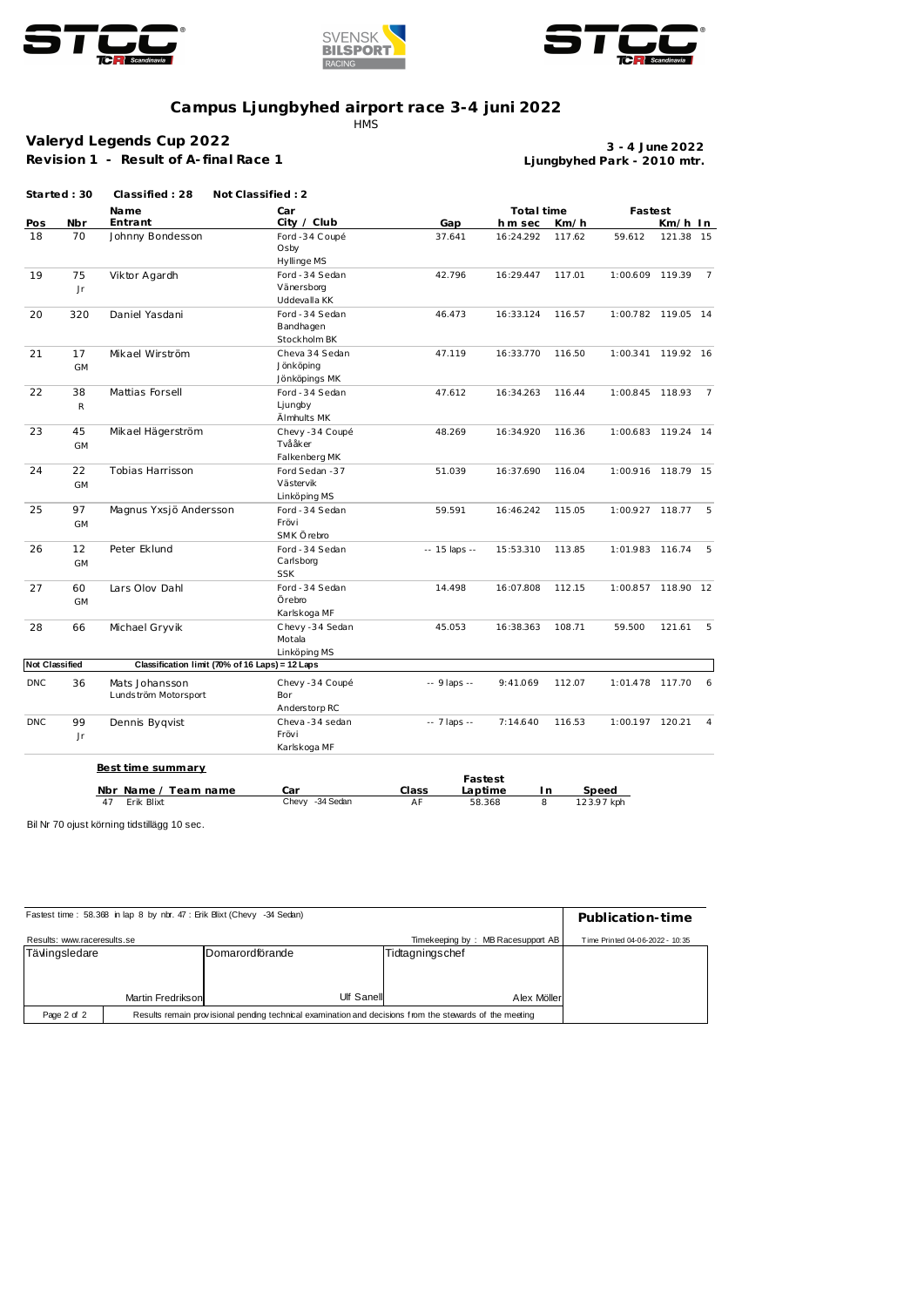# Campus Ljungbyhed airport race 3-4 juni 2022

HMS

## Valeryd Legends Cup 2022

**Revision 1 - Result of A-final Race 1**

**3 - 4 June 2022**
**Ljungbyhed Park - 2010 mtr.**

**Started : 30** **Classified : 28** **Not Classified : 2**

| Pos | Nbr | Name / Entrant | Car / City / Club | Gap | Total time h m sec | Km/h | Fastest | Km/h | In |
|---|---|---|---|---|---|---|---|---|---|
| 18 | 70 | Johnny Bondesson | Ford -34 Coupé / Osby / Hyllinge MS | 37.641 | 16:24.292 | 117.62 | 59.612 | 121.38 | 15 |
| 19 | 75 Jr | Viktor Agardh | Ford -34 Sedan / Vänersborg / Uddevalla KK | 42.796 | 16:29.447 | 117.01 | 1:00.609 | 119.39 | 7 |
| 20 | 320 | Daniel Yasdani | Ford -34 Sedan / Bandhagen / Stockholm BK | 46.473 | 16:33.124 | 116.57 | 1:00.782 | 119.05 | 14 |
| 21 | 17 GM | Mikael Wirström | Cheva 34 Sedan / Jönköping / Jönköpings MK | 47.119 | 16:33.770 | 116.50 | 1:00.341 | 119.92 | 16 |
| 22 | 38 R | Mattias Forsell | Ford -34 Sedan / Ljungby / Älmhults MK | 47.612 | 16:34.263 | 116.44 | 1:00.845 | 118.93 | 7 |
| 23 | 45 GM | Mikael Hägerström | Chevy -34 Coupé / Tvååker / Falkenberg MK | 48.269 | 16:34.920 | 116.36 | 1:00.683 | 119.24 | 14 |
| 24 | 22 GM | Tobias Harrisson | Ford Sedan -37 / Västervik / Linköping MS | 51.039 | 16:37.690 | 116.04 | 1:00.916 | 118.79 | 15 |
| 25 | 97 GM | Magnus Yxsjö Andersson | Ford -34 Sedan / Frövi / SMK Örebro | 59.591 | 16:46.242 | 115.05 | 1:00.927 | 118.77 | 5 |
| 26 | 12 GM | Peter Eklund | Ford -34 Sedan / Carlsborg / SSK | -- 15 laps -- | 15:53.310 | 113.85 | 1:01.983 | 116.74 | 5 |
| 27 | 60 GM | Lars Olov Dahl | Ford -34 Sedan / Örebro / Karlskoga MF | 14.498 | 16:07.808 | 112.15 | 1:00.857 | 118.90 | 12 |
| 28 | 66 | Michael Gryvik | Chevy -34 Sedan / Motala / Linköping MS | 45.053 | 16:38.363 | 108.71 | 59.500 | 121.61 | 5 |
| **Not Classified** | | **Classification limit (70% of 16 Laps) = 12 Laps** | | | | | | | |
| DNC | 36 | Mats Johansson / Lundström Motorsport | Chevy -34 Coupé / Bor / Anderstorp RC | -- 9 laps -- | 9:41.069 | 112.07 | 1:01.478 | 117.70 | 6 |
| DNC | 99 Jr | Dennis Byqvist | Cheva -34 sedan / Frövi / Karlskoga MF | -- 7 laps -- | 7:14.640 | 116.53 | 1:00.197 | 120.21 | 4 |

**Best time summary**

| Nbr | Name / Team name | Car | Class | Fastest Laptime | In | Speed |
|---|---|---|---|---|---|---|
| 47 | Erik Blixt | Chevy -34 Sedan | AF | 58.368 | 8 | 123.97 kph |

Bil Nr 70 ojust körning tidstillägg 10 sec.

| | | | |
|---|---|---|---|
| Fastest time : 58.368 in lap 8 by nbr. 47 : Erik Blixt (Chevy -34 Sedan) | | | **Publication-time** |
| Results: www.raceresults.se | | Timekeeping by : MB Racesupport AB | Time Printed 04-06-2022 - 10:35 |
| Tävlingsledare | Domarordförande | Tidtagningschef | |
| Martin Fredrikson | Ulf Sanell | Alex Möller | |
| | Results remain provisional pending technical examination and decisions from the stewards of the meeting | | |